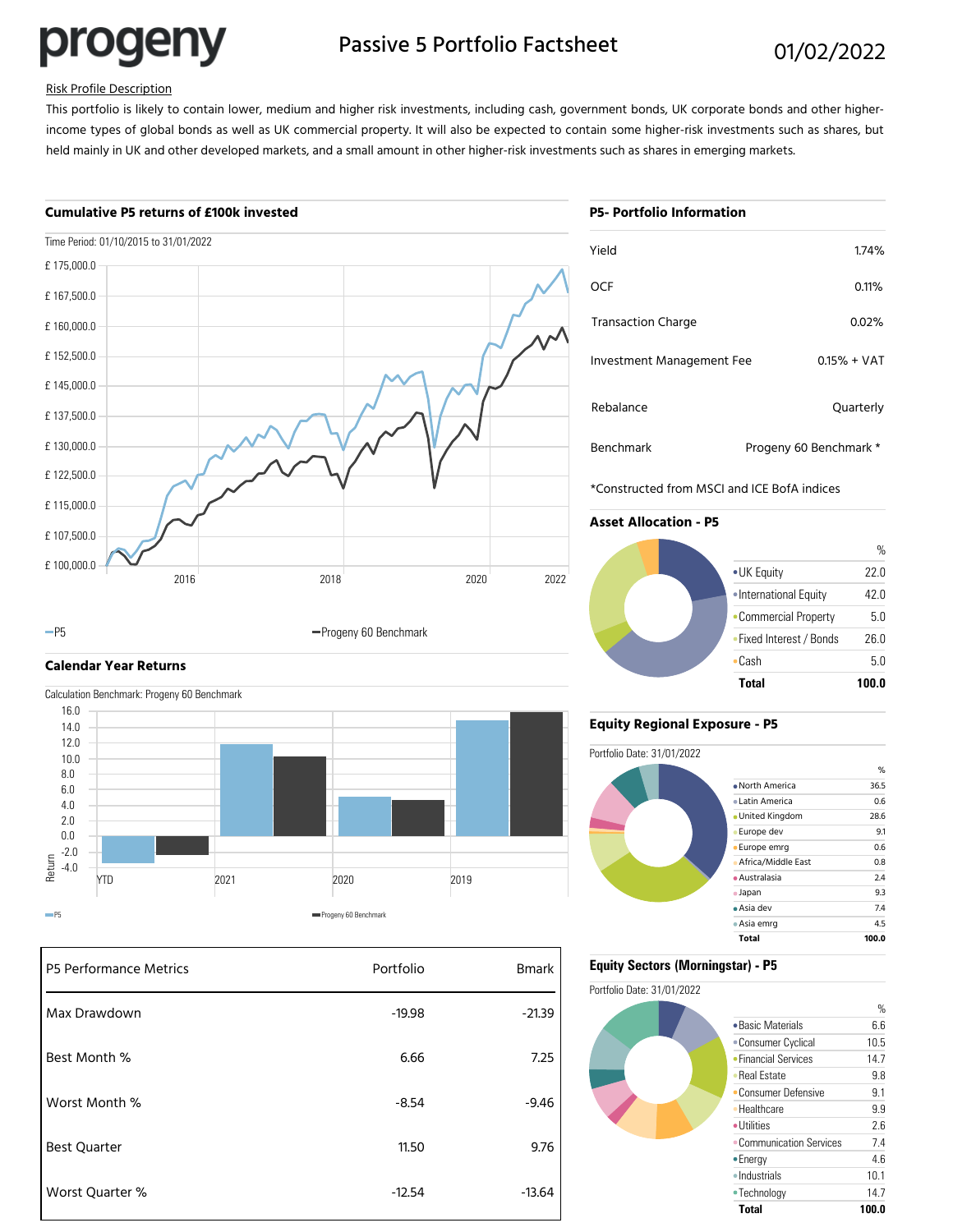# progeny

## Passive 5 Portfolio Factsheet

01/02/2022

Risk Profile Description

This portfolio is likely to contain lower, medium and higher risk investments, including cash, government bonds, UK corporate bonds and other higher-income types of global bonds as well as UK commercial property. It will also be expected to contain some higher-risk investments such as shares, but held mainly in UK and other developed markets, and a small amount in other higher-risk investments such as shares in emerging markets.

### Cumulative P5 returns of £100k invested

Time Period: 01/10/2015 to 31/01/2022

—P5 —Progeny 60 Benchmark

### Calendar Year Returns

Calculation Benchmark: Progeny 60 Benchmark

P5 / Progeny 60 Benchmark

| P5 Performance Metrics | Portfolio | Bmark |
|---|---|---|
| Max Drawdown | -19.98 | -21.39 |
| Best Month % | 6.66 | 7.25 |
| Worst Month % | -8.54 | -9.46 |
| Best Quarter | 11.50 | 9.76 |
| Worst Quarter % | -12.54 | -13.64 |

### P5- Portfolio Information

| | |
|---|---|
| Yield | 1.74% |
| OCF | 0.11% |
| Transaction Charge | 0.02% |
| Investment Management Fee | 0.15% + VAT |
| Rebalance | Quarterly |
| Benchmark | Progeny 60 Benchmark * |

*Constructed from MSCI and ICE BofA indices

### Asset Allocation - P5

| | % |
|---|---|
| UK Equity | 22.0 |
| International Equity | 42.0 |
| Commercial Property | 5.0 |
| Fixed Interest / Bonds | 26.0 |
| Cash | 5.0 |
| **Total** | **100.0** |

### Equity Regional Exposure - P5

Portfolio Date: 31/01/2022

| | % |
|---|---|
| North America | 36.5 |
| Latin America | 0.6 |
| United Kingdom | 28.6 |
| Europe dev | 9.1 |
| Europe emrg | 0.6 |
| Africa/Middle East | 0.8 |
| Australasia | 2.4 |
| Japan | 9.3 |
| Asia dev | 7.4 |
| Asia emrg | 4.5 |
| **Total** | **100.0** |

### Equity Sectors (Morningstar) - P5

Portfolio Date: 31/01/2022

| | % |
|---|---|
| Basic Materials | 6.6 |
| Consumer Cyclical | 10.5 |
| Financial Services | 14.7 |
| Real Estate | 9.8 |
| Consumer Defensive | 9.1 |
| Healthcare | 9.9 |
| Utilities | 2.6 |
| Communication Services | 7.4 |
| Energy | 4.6 |
| Industrials | 10.1 |
| Technology | 14.7 |
| **Total** | **100.0** |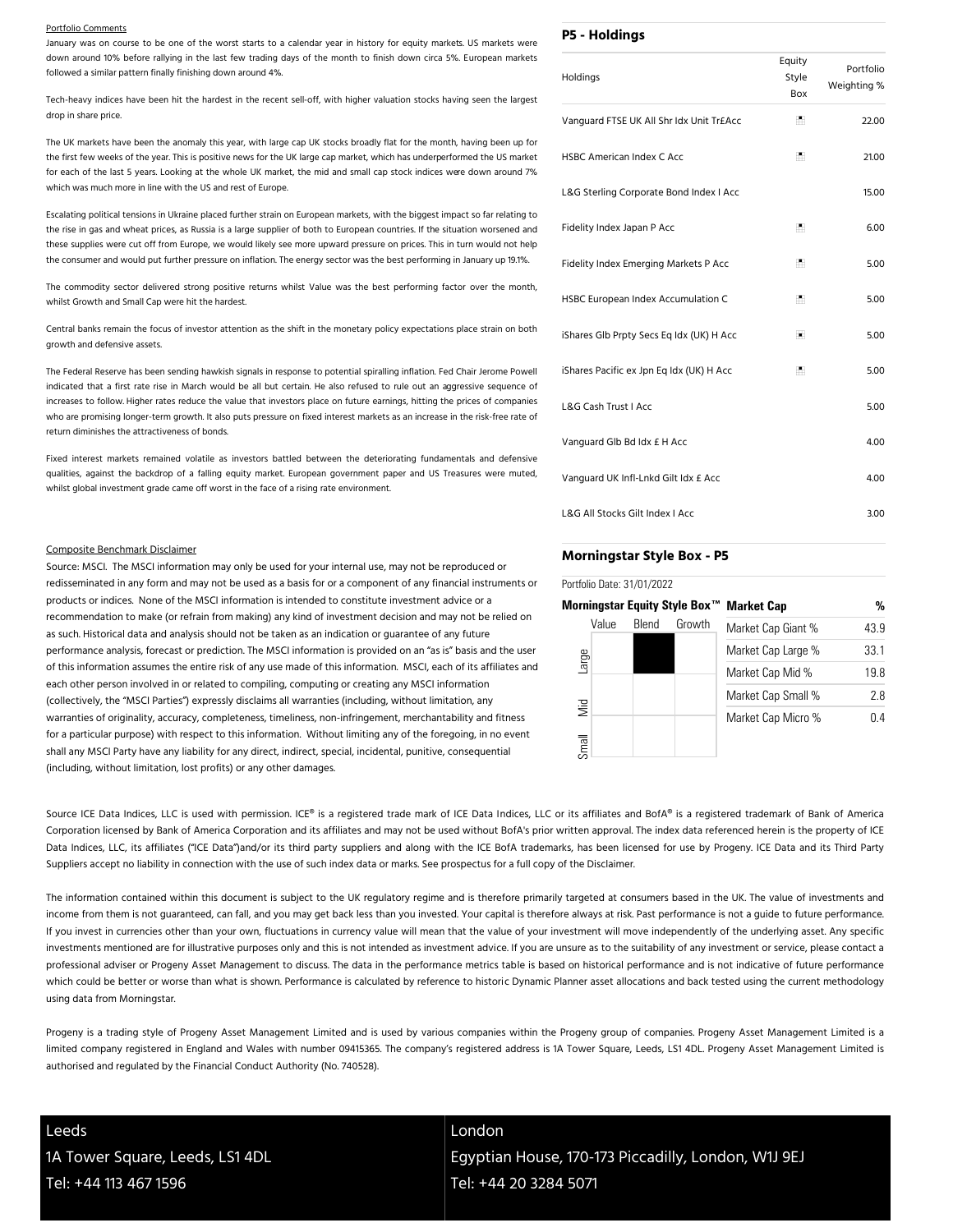Portfolio Comments

January was on course to be one of the worst starts to a calendar year in history for equity markets. US markets were down around 10% before rallying in the last few trading days of the month to finish down circa 5%. European markets followed a similar pattern finally finishing down around 4%.

Tech-heavy indices have been hit the hardest in the recent sell-off, with higher valuation stocks having seen the largest drop in share price.

The UK markets have been the anomaly this year, with large cap UK stocks broadly flat for the month, having been up for the first few weeks of the year. This is positive news for the UK large cap market, which has underperformed the US market for each of the last 5 years. Looking at the whole UK market, the mid and small cap stock indices were down around 7% which was much more in line with the US and rest of Europe.

Escalating political tensions in Ukraine placed further strain on European markets, with the biggest impact so far relating to the rise in gas and wheat prices, as Russia is a large supplier of both to European countries. If the situation worsened and these supplies were cut off from Europe, we would likely see more upward pressure on prices. This in turn would not help the consumer and would put further pressure on inflation. The energy sector was the best performing in January up 19.1%.

The commodity sector delivered strong positive returns whilst Value was the best performing factor over the month, whilst Growth and Small Cap were hit the hardest.

Central banks remain the focus of investor attention as the shift in the monetary policy expectations place strain on both growth and defensive assets.

The Federal Reserve has been sending hawkish signals in response to potential spiralling inflation. Fed Chair Jerome Powell indicated that a first rate rise in March would be all but certain. He also refused to rule out an aggressive sequence of increases to follow. Higher rates reduce the value that investors place on future earnings, hitting the prices of companies who are promising longer-term growth. It also puts pressure on fixed interest markets as an increase in the risk-free rate of return diminishes the attractiveness of bonds.

Fixed interest markets remained volatile as investors battled between the deteriorating fundamentals and defensive qualities, against the backdrop of a falling equity market. European government paper and US Treasures were muted, whilst global investment grade came off worst in the face of a rising rate environment.

## P5 - Holdings

| Holdings | Equity Style Box | Portfolio Weighting % |
|---|---|---|
| Vanguard FTSE UK All Shr Idx Unit Tr£Acc | ■ | 22.00 |
| HSBC American Index C Acc | ■ | 21.00 |
| L&G Sterling Corporate Bond Index I Acc | | 15.00 |
| Fidelity Index Japan P Acc | ■ | 6.00 |
| Fidelity Index Emerging Markets P Acc | ■ | 5.00 |
| HSBC European Index Accumulation C | ■ | 5.00 |
| iShares Glb Prpty Secs Eq Idx (UK) H Acc | ■ | 5.00 |
| iShares Pacific ex Jpn Eq Idx (UK) H Acc | ■ | 5.00 |
| L&G Cash Trust I Acc | | 5.00 |
| Vanguard Glb Bd Idx £ H Acc | | 4.00 |
| Vanguard UK Infl-Lnkd Gilt Idx £ Acc | | 4.00 |
| L&G All Stocks Gilt Index I Acc | | 3.00 |

## Morningstar Style Box - P5

Portfolio Date: 31/01/2022

Morningstar Equity Style Box™

Value Blend Growth

Large Mid Small

| Market Cap | % |
|---|---|
| Market Cap Giant % | 43.9 |
| Market Cap Large % | 33.1 |
| Market Cap Mid % | 19.8 |
| Market Cap Small % | 2.8 |
| Market Cap Micro % | 0.4 |

Composite Benchmark Disclaimer

Source: MSCI. The MSCI information may only be used for your internal use, may not be reproduced or redisseminated in any form and may not be used as a basis for or a component of any financial instruments or products or indices. None of the MSCI information is intended to constitute investment advice or a recommendation to make (or refrain from making) any kind of investment decision and may not be relied on as such. Historical data and analysis should not be taken as an indication or guarantee of any future performance analysis, forecast or prediction. The MSCI information is provided on an "as is" basis and the user of this information assumes the entire risk of any use made of this information. MSCI, each of its affiliates and each other person involved in or related to compiling, computing or creating any MSCI information (collectively, the "MSCI Parties") expressly disclaims all warranties (including, without limitation, any warranties of originality, accuracy, completeness, timeliness, non-infringement, merchantability and fitness for a particular purpose) with respect to this information. Without limiting any of the foregoing, in no event shall any MSCI Party have any liability for any direct, indirect, special, incidental, punitive, consequential (including, without limitation, lost profits) or any other damages.

Source ICE Data Indices, LLC is used with permission. ICE® is a registered trade mark of ICE Data Indices, LLC or its affiliates and BofA® is a registered trademark of Bank of America Corporation licensed by Bank of America Corporation and its affiliates and may not be used without BofA's prior written approval. The index data referenced herein is the property of ICE Data Indices, LLC, its affiliates ("ICE Data")and/or its third party suppliers and along with the ICE BofA trademarks, has been licensed for use by Progeny. ICE Data and its Third Party Suppliers accept no liability in connection with the use of such index data or marks. See prospectus for a full copy of the Disclaimer.

The information contained within this document is subject to the UK regulatory regime and is therefore primarily targeted at consumers based in the UK. The value of investments and income from them is not guaranteed, can fall, and you may get back less than you invested. Your capital is therefore always at risk. Past performance is not a guide to future performance. If you invest in currencies other than your own, fluctuations in currency value will mean that the value of your investment will move independently of the underlying asset. Any specific investments mentioned are for illustrative purposes only and this is not intended as investment advice. If you are unsure as to the suitability of any investment or service, please contact a professional adviser or Progeny Asset Management to discuss. The data in the performance metrics table is based on historical performance and is not indicative of future performance which could be better or worse than what is shown. Performance is calculated by reference to historic Dynamic Planner asset allocations and back tested using the current methodology using data from Morningstar.

Progeny is a trading style of Progeny Asset Management Limited and is used by various companies within the Progeny group of companies. Progeny Asset Management Limited is a limited company registered in England and Wales with number 09415365. The company's registered address is 1A Tower Square, Leeds, LS1 4DL. Progeny Asset Management Limited is authorised and regulated by the Financial Conduct Authority (No. 740528).

Leeds
1A Tower Square, Leeds, LS1 4DL
Tel: +44 113 467 1596

London
Egyptian House, 170-173 Piccadilly, London, W1J 9EJ
Tel: +44 20 3284 5071